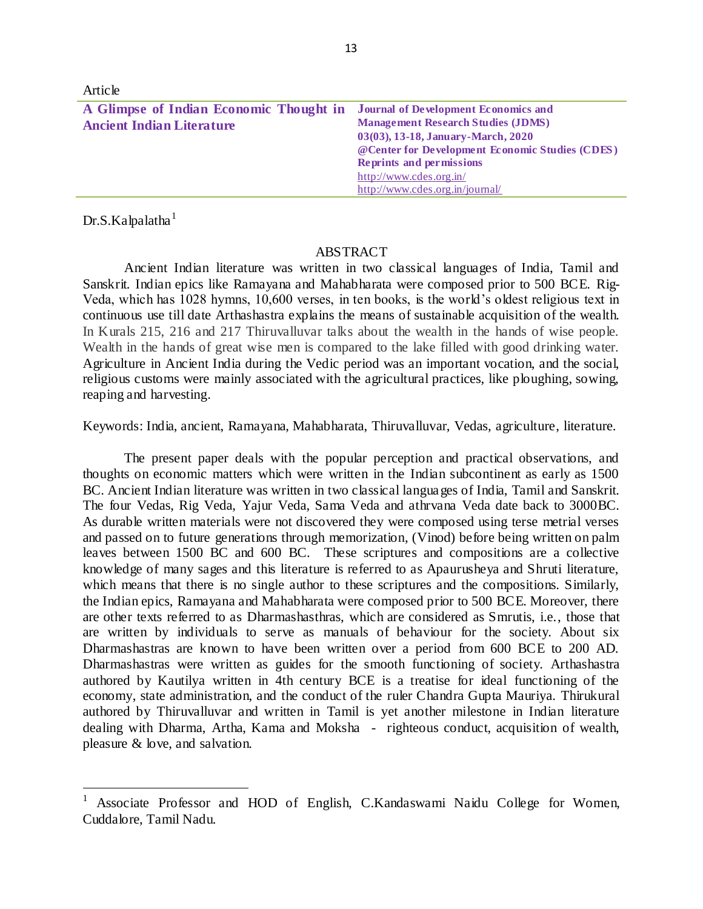Article

# A Glimpse of Indian Economic Thought in Ancient Indian Literature

**Journal of Development Economics and Management Research Studies (JDMS)**
**03(03), 13-18, January-March, 2020**
**@Center for Development Economic Studies (CDES)**
**Reprints and permissions**
http://www.cdes.org.in/
http://www.cdes.org.in/journal/

Dr.S.Kalpalatha[1]

## ABSTRACT

Ancient Indian literature was written in two classical languages of India, Tamil and Sanskrit. Indian epics like Ramayana and Mahabharata were composed prior to 500 BCE. Rig-Veda, which has 1028 hymns, 10,600 verses, in ten books, is the world's oldest religious text in continuous use till date Arthashastra explains the means of sustainable acquisition of the wealth. In Kurals 215, 216 and 217 Thiruvalluvar talks about the wealth in the hands of wise people. Wealth in the hands of great wise men is compared to the lake filled with good drinking water. Agriculture in Ancient India during the Vedic period was an important vocation, and the social, religious customs were mainly associated with the agricultural practices, like ploughing, sowing, reaping and harvesting.

Keywords: India, ancient, Ramayana, Mahabharata, Thiruvalluvar, Vedas, agriculture, literature.

The present paper deals with the popular perception and practical observations, and thoughts on economic matters which were written in the Indian subcontinent as early as 1500 BC. Ancient Indian literature was written in two classical languages of India, Tamil and Sanskrit. The four Vedas, Rig Veda, Yajur Veda, Sama Veda and athrvana Veda date back to 3000BC. As durable written materials were not discovered they were composed using terse metrial verses and passed on to future generations through memorization, (Vinod) before being written on palm leaves between 1500 BC and 600 BC. These scriptures and compositions are a collective knowledge of many sages and this literature is referred to as Apaurusheya and Shruti literature, which means that there is no single author to these scriptures and the compositions. Similarly, the Indian epics, Ramayana and Mahabharata were composed prior to 500 BCE. Moreover, there are other texts referred to as Dharmashasthras, which are considered as Smrutis, i.e., those that are written by individuals to serve as manuals of behaviour for the society. About six Dharmashastras are known to have been written over a period from 600 BCE to 200 AD. Dharmashastras were written as guides for the smooth functioning of society. Arthashastra authored by Kautilya written in 4th century BCE is a treatise for ideal functioning of the economy, state administration, and the conduct of the ruler Chandra Gupta Mauriya. Thirukural authored by Thiruvalluvar and written in Tamil is yet another milestone in Indian literature dealing with Dharma, Artha, Kama and Moksha - righteous conduct, acquisition of wealth, pleasure & love, and salvation.

---

[1] Associate Professor and HOD of English, C.Kandaswami Naidu College for Women, Cuddalore, Tamil Nadu.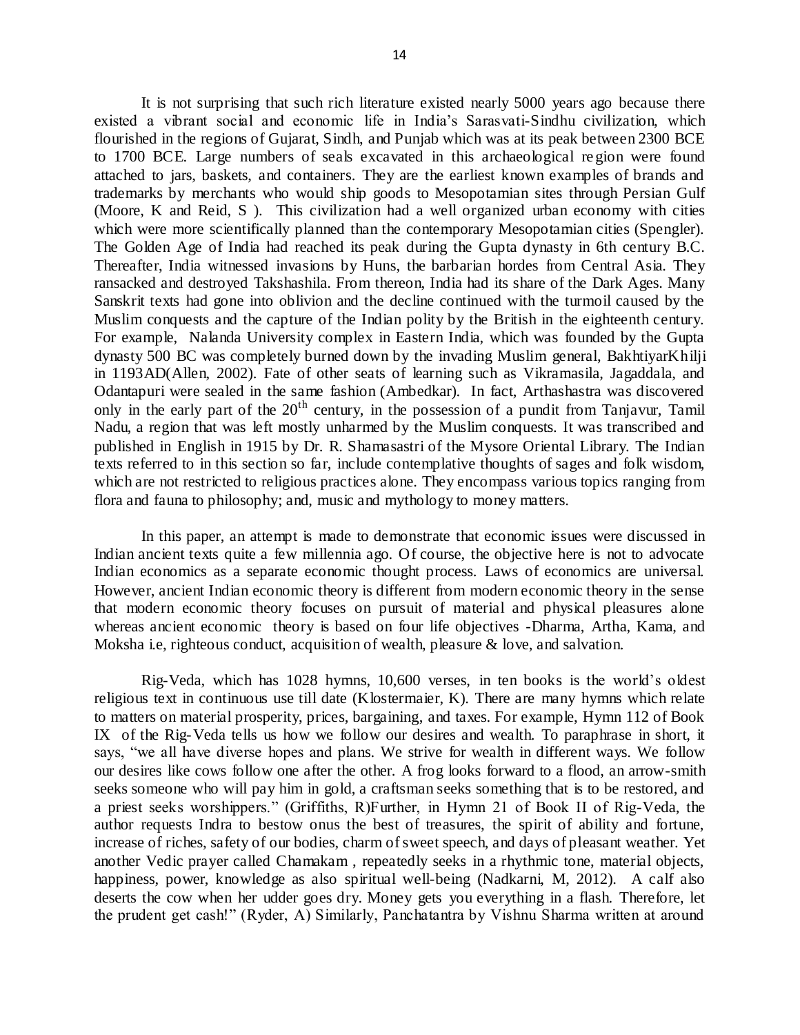It is not surprising that such rich literature existed nearly 5000 years ago because there existed a vibrant social and economic life in India's Sarasvati-Sindhu civilization, which flourished in the regions of Gujarat, Sindh, and Punjab which was at its peak between 2300 BCE to 1700 BCE. Large numbers of seals excavated in this archaeological region were found attached to jars, baskets, and containers. They are the earliest known examples of brands and trademarks by merchants who would ship goods to Mesopotamian sites through Persian Gulf (Moore, K and Reid, S ). This civilization had a well organized urban economy with cities which were more scientifically planned than the contemporary Mesopotamian cities (Spengler). The Golden Age of India had reached its peak during the Gupta dynasty in 6th century B.C. Thereafter, India witnessed invasions by Huns, the barbarian hordes from Central Asia. They ransacked and destroyed Takshashila. From thereon, India had its share of the Dark Ages. Many Sanskrit texts had gone into oblivion and the decline continued with the turmoil caused by the Muslim conquests and the capture of the Indian polity by the British in the eighteenth century. For example, Nalanda University complex in Eastern India, which was founded by the Gupta dynasty 500 BC was completely burned down by the invading Muslim general, BakhtiyarKhilji in 1193AD(Allen, 2002). Fate of other seats of learning such as Vikramasila, Jagaddala, and Odantapuri were sealed in the same fashion (Ambedkar). In fact, Arthashastra was discovered only in the early part of the 20th century, in the possession of a pundit from Tanjavur, Tamil Nadu, a region that was left mostly unharmed by the Muslim conquests. It was transcribed and published in English in 1915 by Dr. R. Shamasastri of the Mysore Oriental Library. The Indian texts referred to in this section so far, include contemplative thoughts of sages and folk wisdom, which are not restricted to religious practices alone. They encompass various topics ranging from flora and fauna to philosophy; and, music and mythology to money matters.

In this paper, an attempt is made to demonstrate that economic issues were discussed in Indian ancient texts quite a few millennia ago. Of course, the objective here is not to advocate Indian economics as a separate economic thought process. Laws of economics are universal. However, ancient Indian economic theory is different from modern economic theory in the sense that modern economic theory focuses on pursuit of material and physical pleasures alone whereas ancient economic theory is based on four life objectives -Dharma, Artha, Kama, and Moksha i.e, righteous conduct, acquisition of wealth, pleasure & love, and salvation.

Rig-Veda, which has 1028 hymns, 10,600 verses, in ten books is the world's oldest religious text in continuous use till date (Klostermaier, K). There are many hymns which relate to matters on material prosperity, prices, bargaining, and taxes. For example, Hymn 112 of Book IX of the Rig-Veda tells us how we follow our desires and wealth. To paraphrase in short, it says, "we all have diverse hopes and plans. We strive for wealth in different ways. We follow our desires like cows follow one after the other. A frog looks forward to a flood, an arrow-smith seeks someone who will pay him in gold, a craftsman seeks something that is to be restored, and a priest seeks worshippers." (Griffiths, R)Further, in Hymn 21 of Book II of Rig-Veda, the author requests Indra to bestow onus the best of treasures, the spirit of ability and fortune, increase of riches, safety of our bodies, charm of sweet speech, and days of pleasant weather. Yet another Vedic prayer called Chamakam , repeatedly seeks in a rhythmic tone, material objects, happiness, power, knowledge as also spiritual well-being (Nadkarni, M, 2012). A calf also deserts the cow when her udder goes dry. Money gets you everything in a flash. Therefore, let the prudent get cash!" (Ryder, A) Similarly, Panchatantra by Vishnu Sharma written at around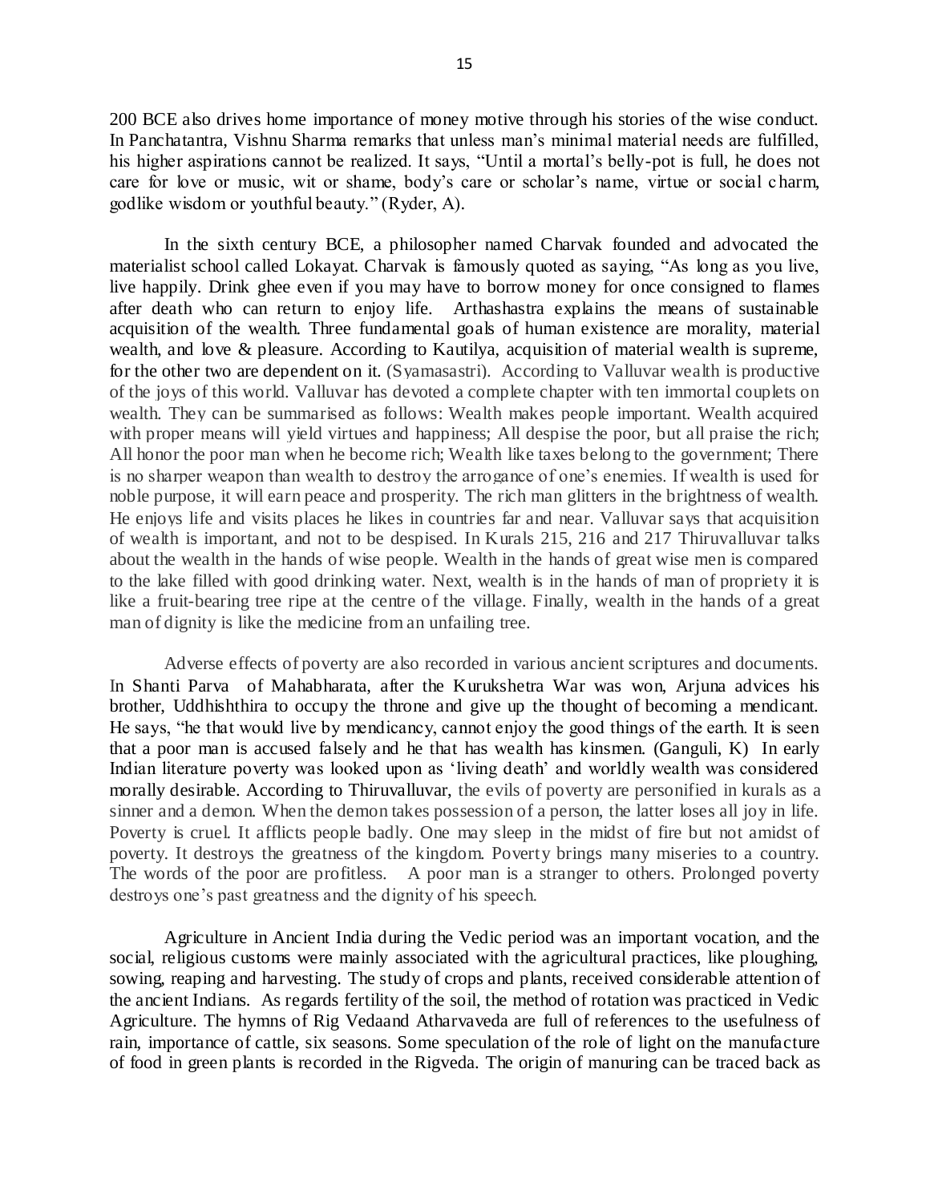200 BCE also drives home importance of money motive through his stories of the wise conduct. In Panchatantra, Vishnu Sharma remarks that unless man's minimal material needs are fulfilled, his higher aspirations cannot be realized. It says, "Until a mortal's belly-pot is full, he does not care for love or music, wit or shame, body's care or scholar's name, virtue or social charm, godlike wisdom or youthful beauty." (Ryder, A).

In the sixth century BCE, a philosopher named Charvak founded and advocated the materialist school called Lokayat. Charvak is famously quoted as saying, "As long as you live, live happily. Drink ghee even if you may have to borrow money for once consigned to flames after death who can return to enjoy life. Arthashastra explains the means of sustainable acquisition of the wealth. Three fundamental goals of human existence are morality, material wealth, and love & pleasure. According to Kautilya, acquisition of material wealth is supreme, for the other two are dependent on it. (Syamasastri). According to Valluvar wealth is productive of the joys of this world. Valluvar has devoted a complete chapter with ten immortal couplets on wealth. They can be summarised as follows: Wealth makes people important. Wealth acquired with proper means will yield virtues and happiness; All despise the poor, but all praise the rich; All honor the poor man when he become rich; Wealth like taxes belong to the government; There is no sharper weapon than wealth to destroy the arrogance of one's enemies. If wealth is used for noble purpose, it will earn peace and prosperity. The rich man glitters in the brightness of wealth. He enjoys life and visits places he likes in countries far and near. Valluvar says that acquisition of wealth is important, and not to be despised. In Kurals 215, 216 and 217 Thiruvalluvar talks about the wealth in the hands of wise people. Wealth in the hands of great wise men is compared to the lake filled with good drinking water. Next, wealth is in the hands of man of propriety it is like a fruit-bearing tree ripe at the centre of the village. Finally, wealth in the hands of a great man of dignity is like the medicine from an unfailing tree.

Adverse effects of poverty are also recorded in various ancient scriptures and documents. In Shanti Parva of Mahabharata, after the Kurukshetra War was won, Arjuna advices his brother, Uddhishthira to occupy the throne and give up the thought of becoming a mendicant. He says, "he that would live by mendicancy, cannot enjoy the good things of the earth. It is seen that a poor man is accused falsely and he that has wealth has kinsmen. (Ganguli, K) In early Indian literature poverty was looked upon as 'living death' and worldly wealth was considered morally desirable. According to Thiruvalluvar, the evils of poverty are personified in kurals as a sinner and a demon. When the demon takes possession of a person, the latter loses all joy in life. Poverty is cruel. It afflicts people badly. One may sleep in the midst of fire but not amidst of poverty. It destroys the greatness of the kingdom. Poverty brings many miseries to a country. The words of the poor are profitless. A poor man is a stranger to others. Prolonged poverty destroys one's past greatness and the dignity of his speech.

Agriculture in Ancient India during the Vedic period was an important vocation, and the social, religious customs were mainly associated with the agricultural practices, like ploughing, sowing, reaping and harvesting. The study of crops and plants, received considerable attention of the ancient Indians. As regards fertility of the soil, the method of rotation was practiced in Vedic Agriculture. The hymns of Rig Vedaand Atharvaveda are full of references to the usefulness of rain, importance of cattle, six seasons. Some speculation of the role of light on the manufacture of food in green plants is recorded in the Rigveda. The origin of manuring can be traced back as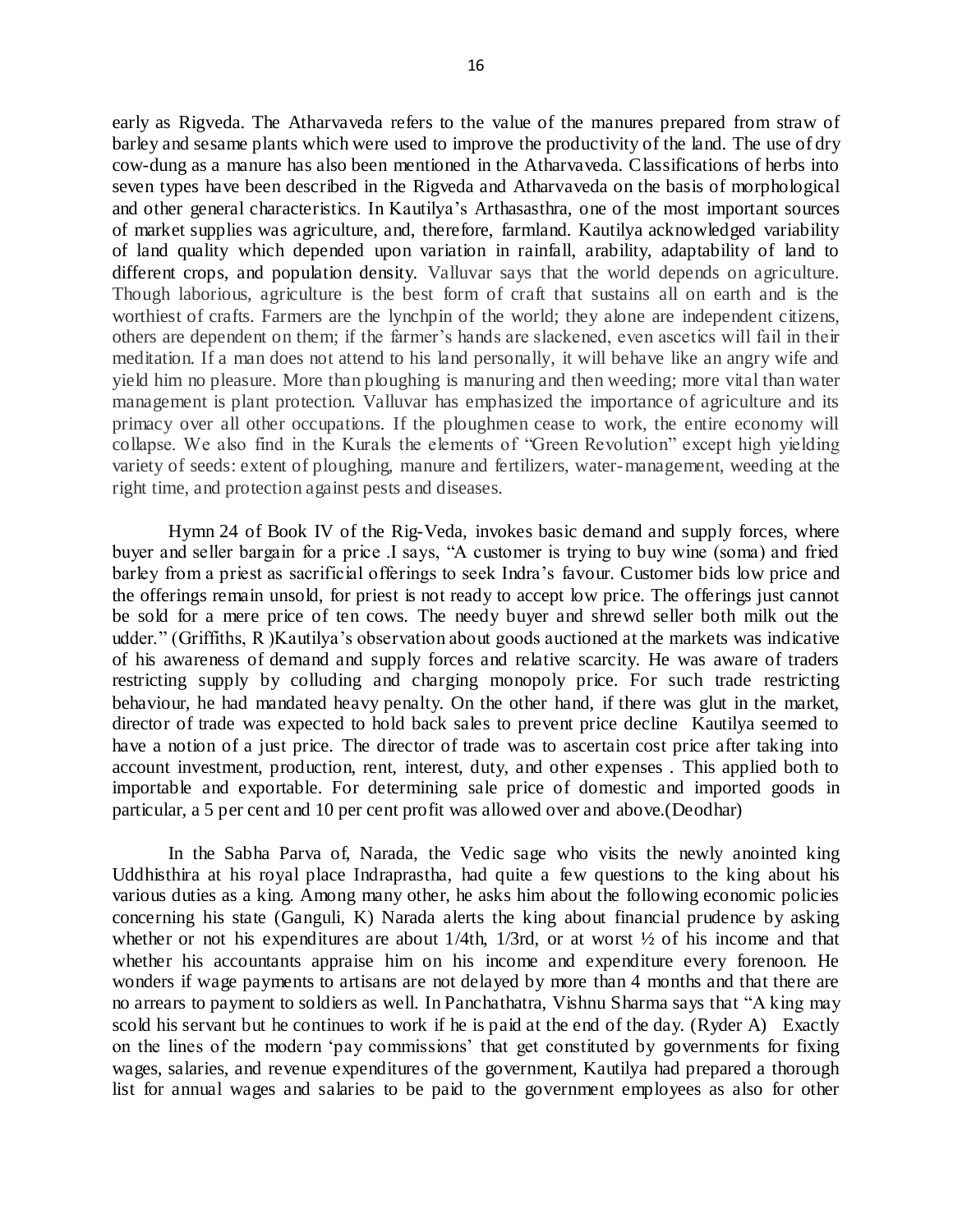early as Rigveda. The Atharvaveda refers to the value of the manures prepared from straw of barley and sesame plants which were used to improve the productivity of the land. The use of dry cow-dung as a manure has also been mentioned in the Atharvaveda. Classifications of herbs into seven types have been described in the Rigveda and Atharvaveda on the basis of morphological and other general characteristics. In Kautilya's Arthasasthra, one of the most important sources of market supplies was agriculture, and, therefore, farmland. Kautilya acknowledged variability of land quality which depended upon variation in rainfall, arability, adaptability of land to different crops, and population density. Valluvar says that the world depends on agriculture. Though laborious, agriculture is the best form of craft that sustains all on earth and is the worthiest of crafts. Farmers are the lynchpin of the world; they alone are independent citizens, others are dependent on them; if the farmer's hands are slackened, even ascetics will fail in their meditation. If a man does not attend to his land personally, it will behave like an angry wife and yield him no pleasure. More than ploughing is manuring and then weeding; more vital than water management is plant protection. Valluvar has emphasized the importance of agriculture and its primacy over all other occupations. If the ploughmen cease to work, the entire economy will collapse. We also find in the Kurals the elements of "Green Revolution" except high yielding variety of seeds: extent of ploughing, manure and fertilizers, water-management, weeding at the right time, and protection against pests and diseases.

Hymn 24 of Book IV of the Rig-Veda, invokes basic demand and supply forces, where buyer and seller bargain for a price .I says, "A customer is trying to buy wine (soma) and fried barley from a priest as sacrificial offerings to seek Indra's favour. Customer bids low price and the offerings remain unsold, for priest is not ready to accept low price. The offerings just cannot be sold for a mere price of ten cows. The needy buyer and shrewd seller both milk out the udder." (Griffiths, R )Kautilya's observation about goods auctioned at the markets was indicative of his awareness of demand and supply forces and relative scarcity. He was aware of traders restricting supply by colluding and charging monopoly price. For such trade restricting behaviour, he had mandated heavy penalty. On the other hand, if there was glut in the market, director of trade was expected to hold back sales to prevent price decline Kautilya seemed to have a notion of a just price. The director of trade was to ascertain cost price after taking into account investment, production, rent, interest, duty, and other expenses . This applied both to importable and exportable. For determining sale price of domestic and imported goods in particular, a 5 per cent and 10 per cent profit was allowed over and above.(Deodhar)

In the Sabha Parva of, Narada, the Vedic sage who visits the newly anointed king Uddhisthira at his royal place Indraprastha, had quite a few questions to the king about his various duties as a king. Among many other, he asks him about the following economic policies concerning his state (Ganguli, K) Narada alerts the king about financial prudence by asking whether or not his expenditures are about 1/4th, 1/3rd, or at worst ½ of his income and that whether his accountants appraise him on his income and expenditure every forenoon. He wonders if wage payments to artisans are not delayed by more than 4 months and that there are no arrears to payment to soldiers as well. In Panchathatra, Vishnu Sharma says that "A king may scold his servant but he continues to work if he is paid at the end of the day. (Ryder A) Exactly on the lines of the modern 'pay commissions' that get constituted by governments for fixing wages, salaries, and revenue expenditures of the government, Kautilya had prepared a thorough list for annual wages and salaries to be paid to the government employees as also for other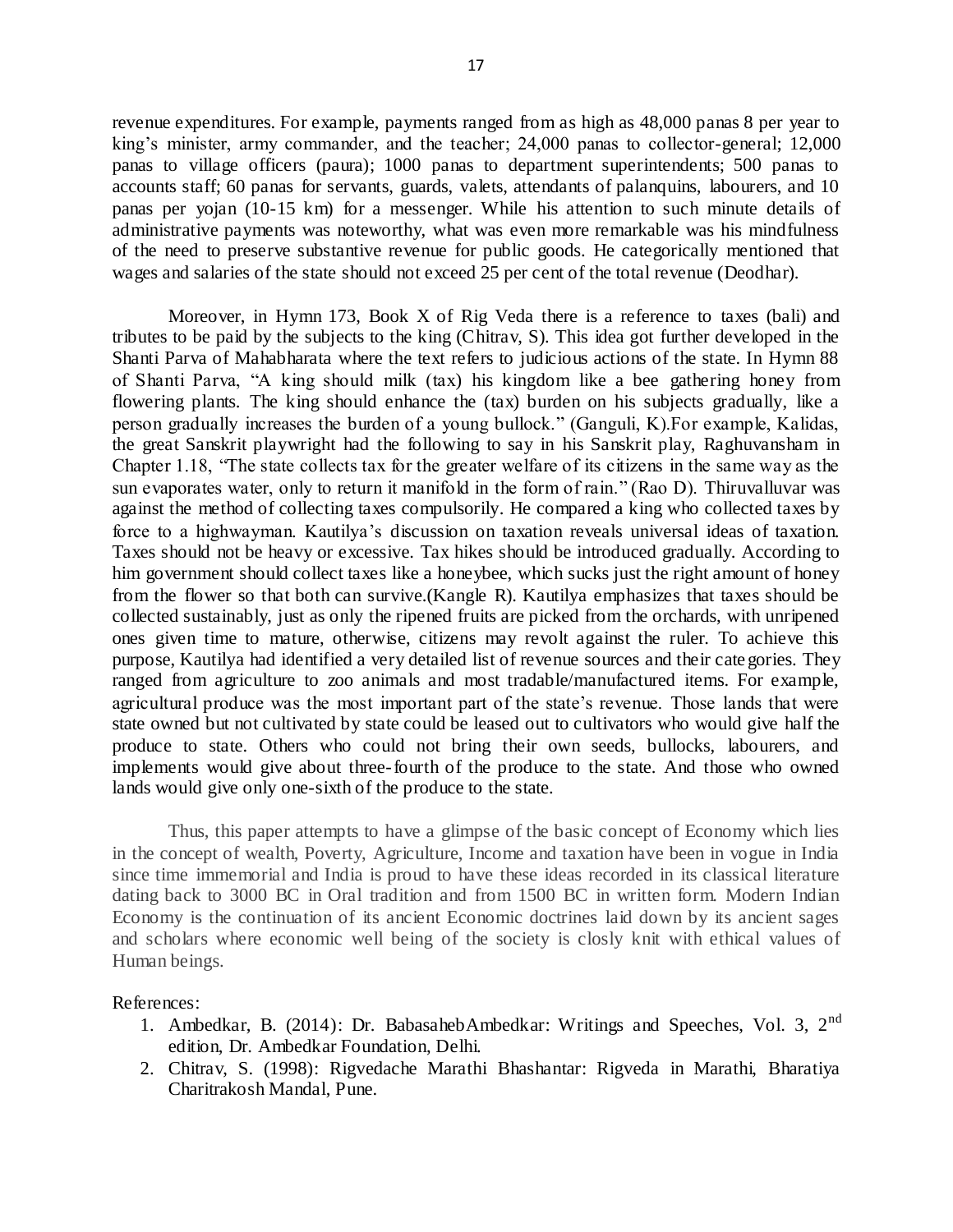revenue expenditures. For example, payments ranged from as high as 48,000 panas 8 per year to king's minister, army commander, and the teacher; 24,000 panas to collector-general; 12,000 panas to village officers (paura); 1000 panas to department superintendents; 500 panas to accounts staff; 60 panas for servants, guards, valets, attendants of palanquins, labourers, and 10 panas per yojan (10-15 km) for a messenger. While his attention to such minute details of administrative payments was noteworthy, what was even more remarkable was his mindfulness of the need to preserve substantive revenue for public goods. He categorically mentioned that wages and salaries of the state should not exceed 25 per cent of the total revenue (Deodhar).

Moreover, in Hymn 173, Book X of Rig Veda there is a reference to taxes (bali) and tributes to be paid by the subjects to the king (Chitrav, S). This idea got further developed in the Shanti Parva of Mahabharata where the text refers to judicious actions of the state. In Hymn 88 of Shanti Parva, "A king should milk (tax) his kingdom like a bee gathering honey from flowering plants. The king should enhance the (tax) burden on his subjects gradually, like a person gradually increases the burden of a young bullock." (Ganguli, K).For example, Kalidas, the great Sanskrit playwright had the following to say in his Sanskrit play, Raghuvansham in Chapter 1.18, "The state collects tax for the greater welfare of its citizens in the same way as the sun evaporates water, only to return it manifold in the form of rain." (Rao D). Thiruvalluvar was against the method of collecting taxes compulsorily. He compared a king who collected taxes by force to a highwayman. Kautilya's discussion on taxation reveals universal ideas of taxation. Taxes should not be heavy or excessive. Tax hikes should be introduced gradually. According to him government should collect taxes like a honeybee, which sucks just the right amount of honey from the flower so that both can survive.(Kangle R). Kautilya emphasizes that taxes should be collected sustainably, just as only the ripened fruits are picked from the orchards, with unripened ones given time to mature, otherwise, citizens may revolt against the ruler. To achieve this purpose, Kautilya had identified a very detailed list of revenue sources and their categories. They ranged from agriculture to zoo animals and most tradable/manufactured items. For example, agricultural produce was the most important part of the state's revenue. Those lands that were state owned but not cultivated by state could be leased out to cultivators who would give half the produce to state. Others who could not bring their own seeds, bullocks, labourers, and implements would give about three-fourth of the produce to the state. And those who owned lands would give only one-sixth of the produce to the state.

Thus, this paper attempts to have a glimpse of the basic concept of Economy which lies in the concept of wealth, Poverty, Agriculture, Income and taxation have been in vogue in India since time immemorial and India is proud to have these ideas recorded in its classical literature dating back to 3000 BC in Oral tradition and from 1500 BC in written form. Modern Indian Economy is the continuation of its ancient Economic doctrines laid down by its ancient sages and scholars where economic well being of the society is closly knit with ethical values of Human beings.

References:

1. Ambedkar, B. (2014): Dr. BabasahebAmbedkar: Writings and Speeches, Vol. 3, 2nd edition, Dr. Ambedkar Foundation, Delhi.
2. Chitrav, S. (1998): Rigvedache Marathi Bhashantar: Rigveda in Marathi, Bharatiya Charitrakosh Mandal, Pune.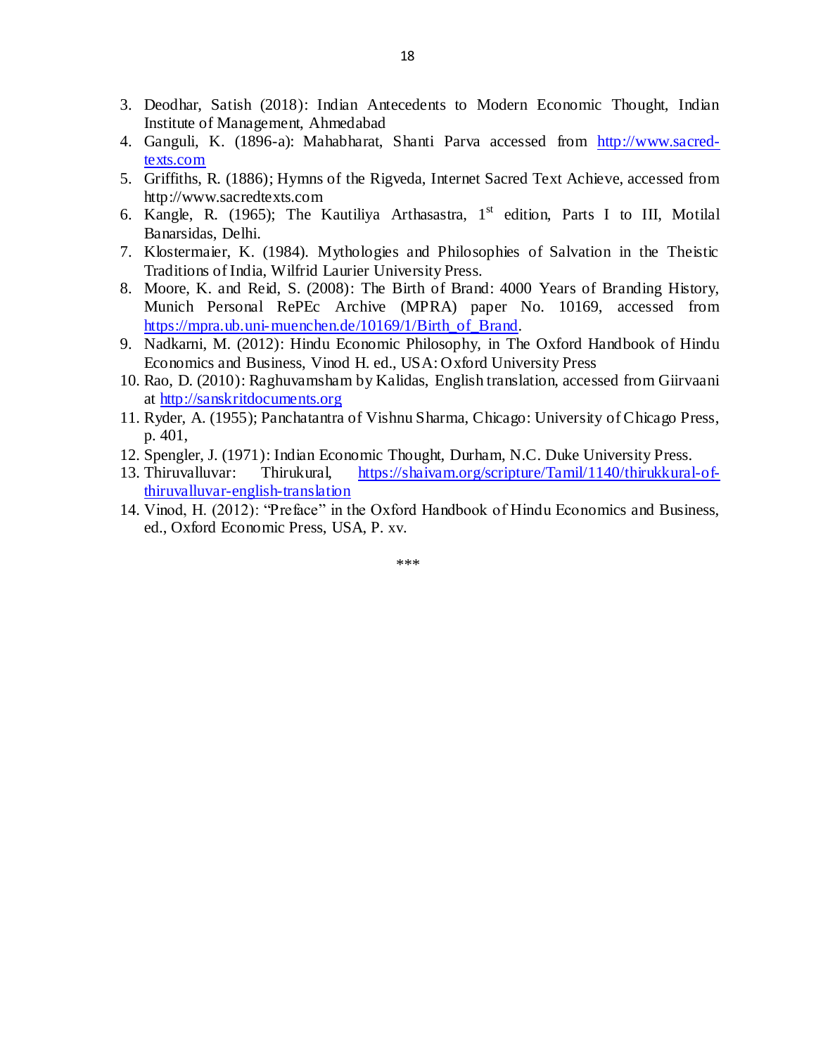3. Deodhar, Satish (2018): Indian Antecedents to Modern Economic Thought, Indian Institute of Management, Ahmedabad
4. Ganguli, K. (1896-a): Mahabharat, Shanti Parva accessed from http://www.sacred-texts.com
5. Griffiths, R. (1886); Hymns of the Rigveda, Internet Sacred Text Achieve, accessed from http://www.sacredtexts.com
6. Kangle, R. (1965); The Kautiliya Arthasastra, 1st edition, Parts I to III, Motilal Banarsidas, Delhi.
7. Klostermaier, K. (1984). Mythologies and Philosophies of Salvation in the Theistic Traditions of India, Wilfrid Laurier University Press.
8. Moore, K. and Reid, S. (2008): The Birth of Brand: 4000 Years of Branding History, Munich Personal RePEc Archive (MPRA) paper No. 10169, accessed from https://mpra.ub.uni-muenchen.de/10169/1/Birth_of_Brand.
9. Nadkarni, M. (2012): Hindu Economic Philosophy, in The Oxford Handbook of Hindu Economics and Business, Vinod H. ed., USA: Oxford University Press
10. Rao, D. (2010): Raghuvamsham by Kalidas, English translation, accessed from Giirvaani at http://sanskritdocuments.org
11. Ryder, A. (1955); Panchatantra of Vishnu Sharma, Chicago: University of Chicago Press, p. 401,
12. Spengler, J. (1971): Indian Economic Thought, Durham, N.C. Duke University Press.
13. Thiruvalluvar: Thirukural, https://shaivam.org/scripture/Tamil/1140/thirukkural-of-thiruvalluvar-english-translation
14. Vinod, H. (2012): "Preface" in the Oxford Handbook of Hindu Economics and Business, ed., Oxford Economic Press, USA, P. xv.

***